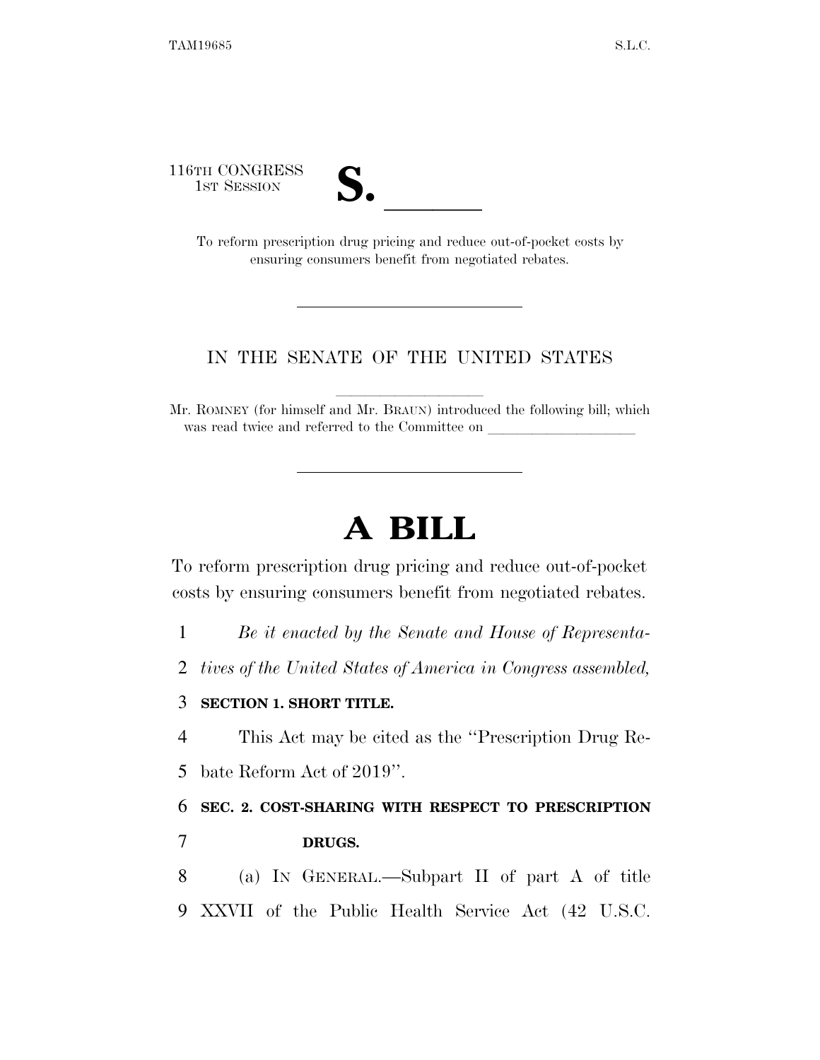116TH CONGRESS
1ST SESSION

# S. ______

To reform prescription drug pricing and reduce out-of-pocket costs by ensuring consumers benefit from negotiated rebates.

---

IN THE SENATE OF THE UNITED STATES

Mr. ROMNEY (for himself and Mr. BRAUN) introduced the following bill; which was read twice and referred to the Committee on ____________________

---

# A BILL

To reform prescription drug pricing and reduce out-of-pocket costs by ensuring consumers benefit from negotiated rebates.

1 *Be it enacted by the Senate and House of Representa-*
2 *tives of the United States of America in Congress assembled,*

3 **SECTION 1. SHORT TITLE.**

4 This Act may be cited as the "Prescription Drug Re-
5 bate Reform Act of 2019".

6 **SEC. 2. COST-SHARING WITH RESPECT TO PRESCRIPTION**
7 **DRUGS.**

8 (a) IN GENERAL.—Subpart II of part A of title
9 XXVII of the Public Health Service Act (42 U.S.C.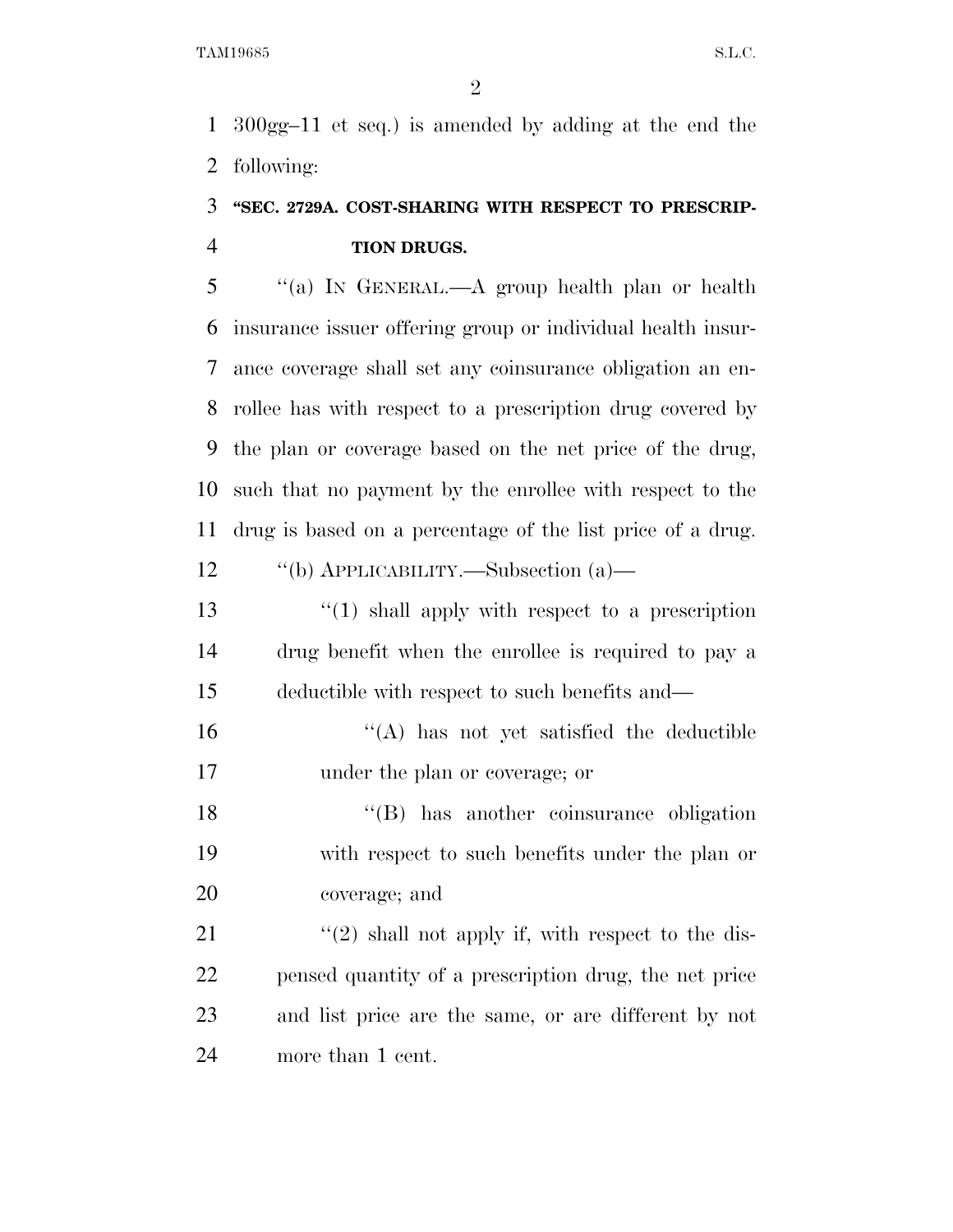300gg–11 et seq.) is amended by adding at the end the following:

**"SEC. 2729A. COST-SHARING WITH RESPECT TO PRESCRIPTION DRUGS.**

"(a) IN GENERAL.—A group health plan or health insurance issuer offering group or individual health insurance coverage shall set any coinsurance obligation an enrollee has with respect to a prescription drug covered by the plan or coverage based on the net price of the drug, such that no payment by the enrollee with respect to the drug is based on a percentage of the list price of a drug.

"(b) APPLICABILITY.—Subsection (a)—

"(1) shall apply with respect to a prescription drug benefit when the enrollee is required to pay a deductible with respect to such benefits and—

"(A) has not yet satisfied the deductible under the plan or coverage; or

"(B) has another coinsurance obligation with respect to such benefits under the plan or coverage; and

"(2) shall not apply if, with respect to the dispensed quantity of a prescription drug, the net price and list price are the same, or are different by not more than 1 cent.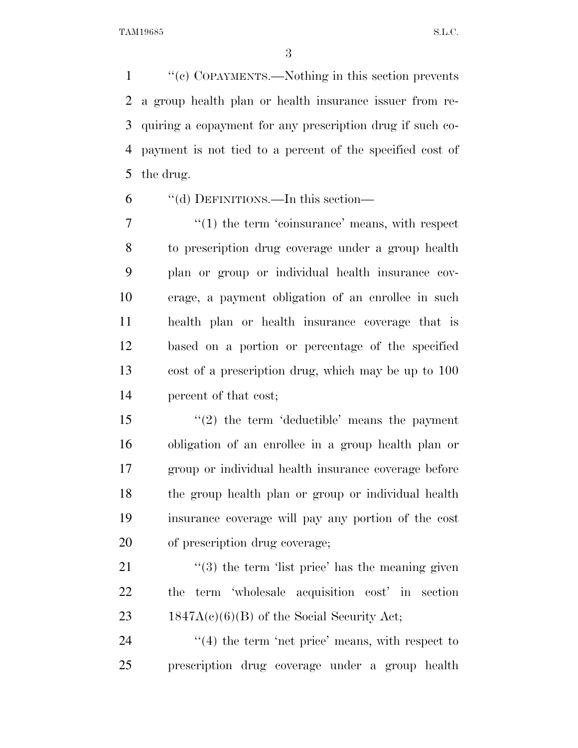"(c) COPAYMENTS.—Nothing in this section prevents a group health plan or health insurance issuer from requiring a copayment for any prescription drug if such copayment is not tied to a percent of the specified cost of the drug.

"(d) DEFINITIONS.—In this section—

"(1) the term 'coinsurance' means, with respect to prescription drug coverage under a group health plan or group or individual health insurance coverage, a payment obligation of an enrollee in such health plan or health insurance coverage that is based on a portion or percentage of the specified cost of a prescription drug, which may be up to 100 percent of that cost;

"(2) the term 'deductible' means the payment obligation of an enrollee in a group health plan or group or individual health insurance coverage before the group health plan or group or individual health insurance coverage will pay any portion of the cost of prescription drug coverage;

"(3) the term 'list price' has the meaning given the term 'wholesale acquisition cost' in section 1847A(c)(6)(B) of the Social Security Act;

"(4) the term 'net price' means, with respect to prescription drug coverage under a group health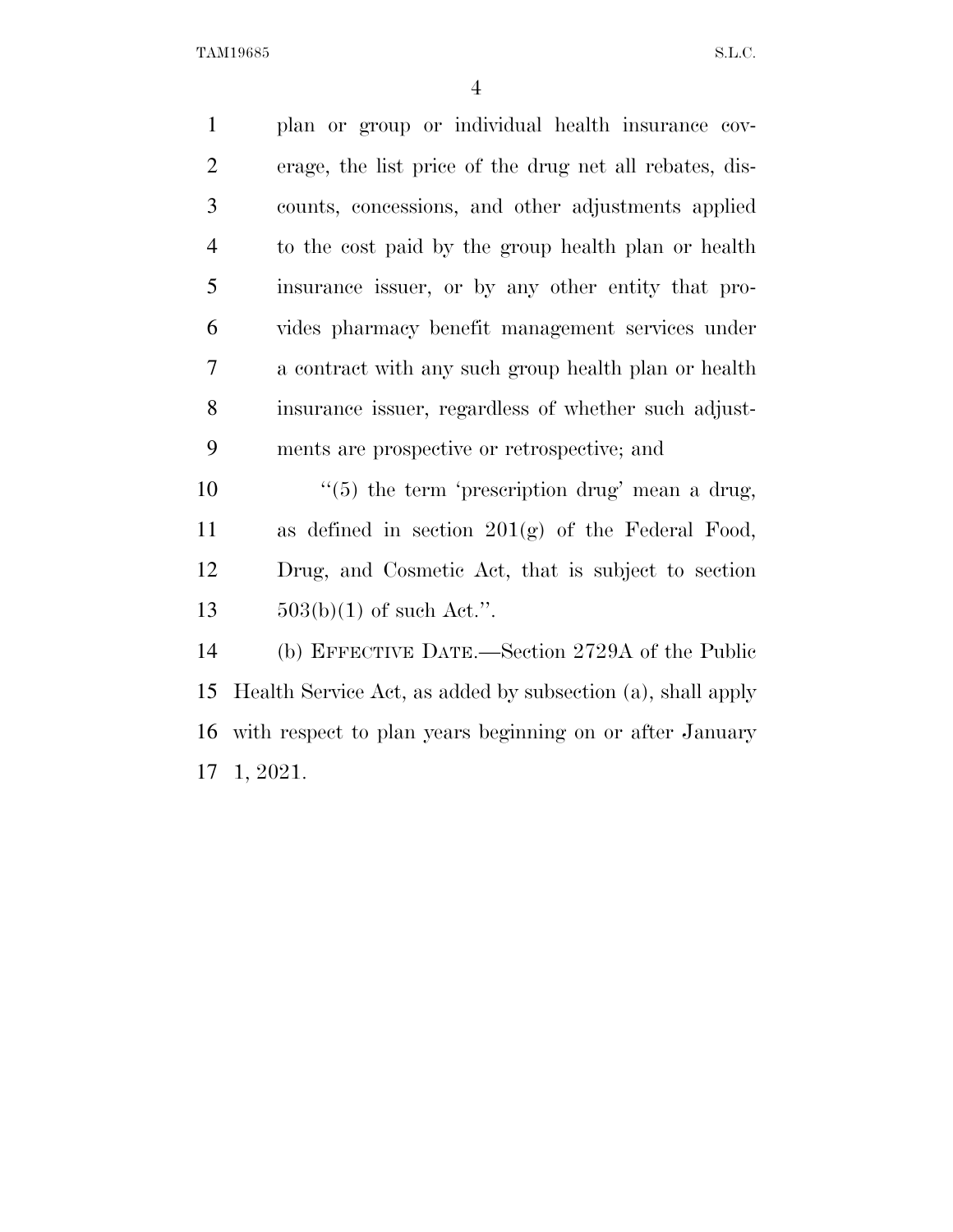plan or group or individual health insurance coverage, the list price of the drug net all rebates, discounts, concessions, and other adjustments applied to the cost paid by the group health plan or health insurance issuer, or by any other entity that provides pharmacy benefit management services under a contract with any such group health plan or health insurance issuer, regardless of whether such adjustments are prospective or retrospective; and

"(5) the term 'prescription drug' mean a drug, as defined in section 201(g) of the Federal Food, Drug, and Cosmetic Act, that is subject to section 503(b)(1) of such Act.".

(b) EFFECTIVE DATE.—Section 2729A of the Public Health Service Act, as added by subsection (a), shall apply with respect to plan years beginning on or after January 1, 2021.